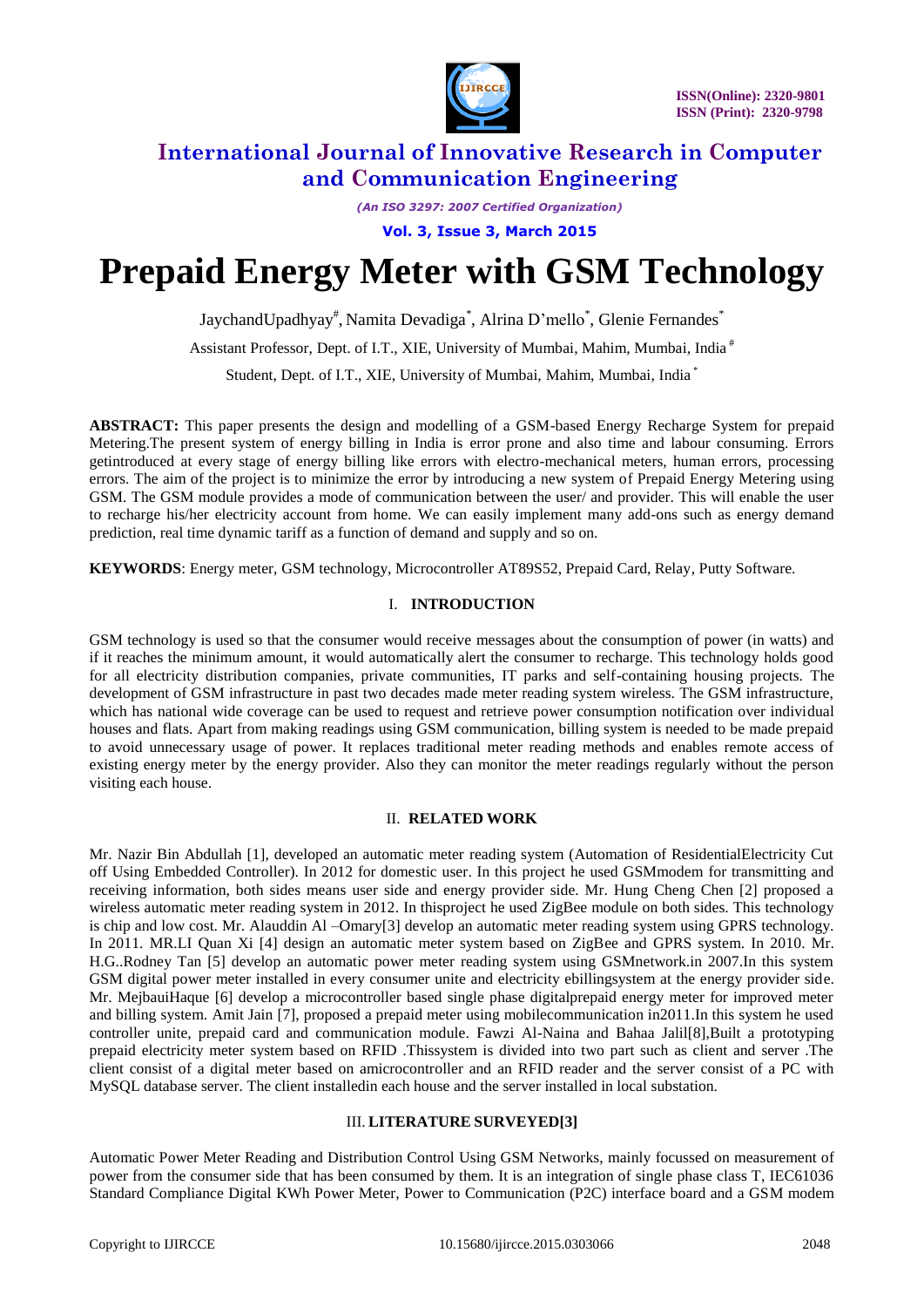# Prepaid Energy Meter with GSM Technology

JaychandUpadhyay[#], Namita Devadiga[*], Alrina D'mello[*], Glenie Fernandes[*]

Assistant Professor, Dept. of I.T., XIE, University of Mumbai, Mahim, Mumbai, India [#]

Student, Dept. of I.T., XIE, University of Mumbai, Mahim, Mumbai, India [*]

**ABSTRACT:** This paper presents the design and modelling of a GSM-based Energy Recharge System for prepaid Metering.The present system of energy billing in India is error prone and also time and labour consuming. Errors getintroduced at every stage of energy billing like errors with electro-mechanical meters, human errors, processing errors. The aim of the project is to minimize the error by introducing a new system of Prepaid Energy Metering using GSM. The GSM module provides a mode of communication between the user/ and provider. This will enable the user to recharge his/her electricity account from home. We can easily implement many add-ons such as energy demand prediction, real time dynamic tariff as a function of demand and supply and so on.

**KEYWORDS**: Energy meter, GSM technology, Microcontroller AT89S52, Prepaid Card, Relay, Putty Software.

## I. INTRODUCTION

GSM technology is used so that the consumer would receive messages about the consumption of power (in watts) and if it reaches the minimum amount, it would automatically alert the consumer to recharge. This technology holds good for all electricity distribution companies, private communities, IT parks and self-containing housing projects. The development of GSM infrastructure in past two decades made meter reading system wireless. The GSM infrastructure, which has national wide coverage can be used to request and retrieve power consumption notification over individual houses and flats. Apart from making readings using GSM communication, billing system is needed to be made prepaid to avoid unnecessary usage of power. It replaces traditional meter reading methods and enables remote access of existing energy meter by the energy provider. Also they can monitor the meter readings regularly without the person visiting each house.

## II. RELATED WORK

Mr. Nazir Bin Abdullah [1], developed an automatic meter reading system (Automation of ResidentialElectricity Cut off Using Embedded Controller). In 2012 for domestic user. In this project he used GSMmodem for transmitting and receiving information, both sides means user side and energy provider side. Mr. Hung Cheng Chen [2] proposed a wireless automatic meter reading system in 2012. In thisproject he used ZigBee module on both sides. This technology is chip and low cost. Mr. Alauddin Al –Omary[3] develop an automatic meter reading system using GPRS technology. In 2011. MR.LI Quan Xi [4] design an automatic meter system based on ZigBee and GPRS system. In 2010. Mr. H.G..Rodney Tan [5] develop an automatic power meter reading system using GSMnetwork.in 2007.In this system GSM digital power meter installed in every consumer unite and electricity ebillingsystem at the energy provider side. Mr. MejbauiHaque [6] develop a microcontroller based single phase digitalprepaid energy meter for improved meter and billing system. Amit Jain [7], proposed a prepaid meter using mobilecommunication in2011.In this system he used controller unite, prepaid card and communication module. Fawzi Al-Naina and Bahaa Jalil[8],Built a prototyping prepaid electricity meter system based on RFID .Thissystem is divided into two part such as client and server .The client consist of a digital meter based on amicrocontroller and an RFID reader and the server consist of a PC with MySQL database server. The client installedin each house and the server installed in local substation.

## III. LITERATURE SURVEYED[3]

Automatic Power Meter Reading and Distribution Control Using GSM Networks, mainly focussed on measurement of power from the consumer side that has been consumed by them. It is an integration of single phase class T, IEC61036 Standard Compliance Digital KWh Power Meter, Power to Communication (P2C) interface board and a GSM modem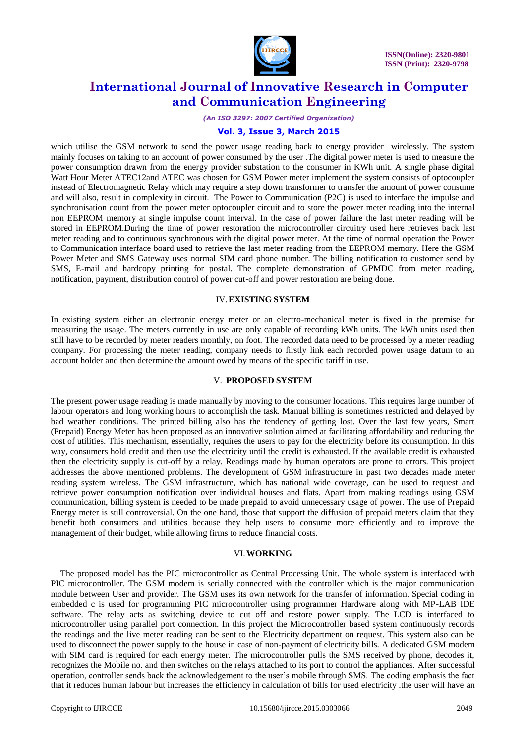which utilise the GSM network to send the power usage reading back to energy provider wirelessly. The system mainly focuses on taking to an account of power consumed by the user .The digital power meter is used to measure the power consumption drawn from the energy provider substation to the consumer in KWh unit. A single phase digital Watt Hour Meter ATEC12and ATEC was chosen for GSM Power meter implement the system consists of optocoupler instead of Electromagnetic Relay which may require a step down transformer to transfer the amount of power consume and will also, result in complexity in circuit. The Power to Communication (P2C) is used to interface the impulse and synchronisation count from the power meter optocoupler circuit and to store the power meter reading into the internal non EEPROM memory at single impulse count interval. In the case of power failure the last meter reading will be stored in EEPROM.During the time of power restoration the microcontroller circuitry used here retrieves back last meter reading and to continuous synchronous with the digital power meter. At the time of normal operation the Power to Communication interface board used to retrieve the last meter reading from the EEPROM memory. Here the GSM Power Meter and SMS Gateway uses normal SIM card phone number. The billing notification to customer send by SMS, E-mail and hardcopy printing for postal. The complete demonstration of GPMDC from meter reading, notification, payment, distribution control of power cut-off and power restoration are being done.

## IV. EXISTING SYSTEM

In existing system either an electronic energy meter or an electro-mechanical meter is fixed in the premise for measuring the usage. The meters currently in use are only capable of recording kWh units. The kWh units used then still have to be recorded by meter readers monthly, on foot. The recorded data need to be processed by a meter reading company. For processing the meter reading, company needs to firstly link each recorded power usage datum to an account holder and then determine the amount owed by means of the specific tariff in use.

## V. PROPOSED SYSTEM

The present power usage reading is made manually by moving to the consumer locations. This requires large number of labour operators and long working hours to accomplish the task. Manual billing is sometimes restricted and delayed by bad weather conditions. The printed billing also has the tendency of getting lost. Over the last few years, Smart (Prepaid) Energy Meter has been proposed as an innovative solution aimed at facilitating affordability and reducing the cost of utilities. This mechanism, essentially, requires the users to pay for the electricity before its consumption. In this way, consumers hold credit and then use the electricity until the credit is exhausted. If the available credit is exhausted then the electricity supply is cut-off by a relay. Readings made by human operators are prone to errors. This project addresses the above mentioned problems. The development of GSM infrastructure in past two decades made meter reading system wireless. The GSM infrastructure, which has national wide coverage, can be used to request and retrieve power consumption notification over individual houses and flats. Apart from making readings using GSM communication, billing system is needed to be made prepaid to avoid unnecessary usage of power. The use of Prepaid Energy meter is still controversial. On the one hand, those that support the diffusion of prepaid meters claim that they benefit both consumers and utilities because they help users to consume more efficiently and to improve the management of their budget, while allowing firms to reduce financial costs.

## VI. WORKING

The proposed model has the PIC microcontroller as Central Processing Unit. The whole system is interfaced with PIC microcontroller. The GSM modem is serially connected with the controller which is the major communication module between User and provider. The GSM uses its own network for the transfer of information. Special coding in embedded c is used for programming PIC microcontroller using programmer Hardware along with MP-LAB IDE software. The relay acts as switching device to cut off and restore power supply. The LCD is interfaced to microcontroller using parallel port connection. In this project the Microcontroller based system continuously records the readings and the live meter reading can be sent to the Electricity department on request. This system also can be used to disconnect the power supply to the house in case of non-payment of electricity bills. A dedicated GSM modem with SIM card is required for each energy meter. The microcontroller pulls the SMS received by phone, decodes it, recognizes the Mobile no. and then switches on the relays attached to its port to control the appliances. After successful operation, controller sends back the acknowledgement to the user's mobile through SMS. The coding emphasis the fact that it reduces human labour but increases the efficiency in calculation of bills for used electricity .the user will have an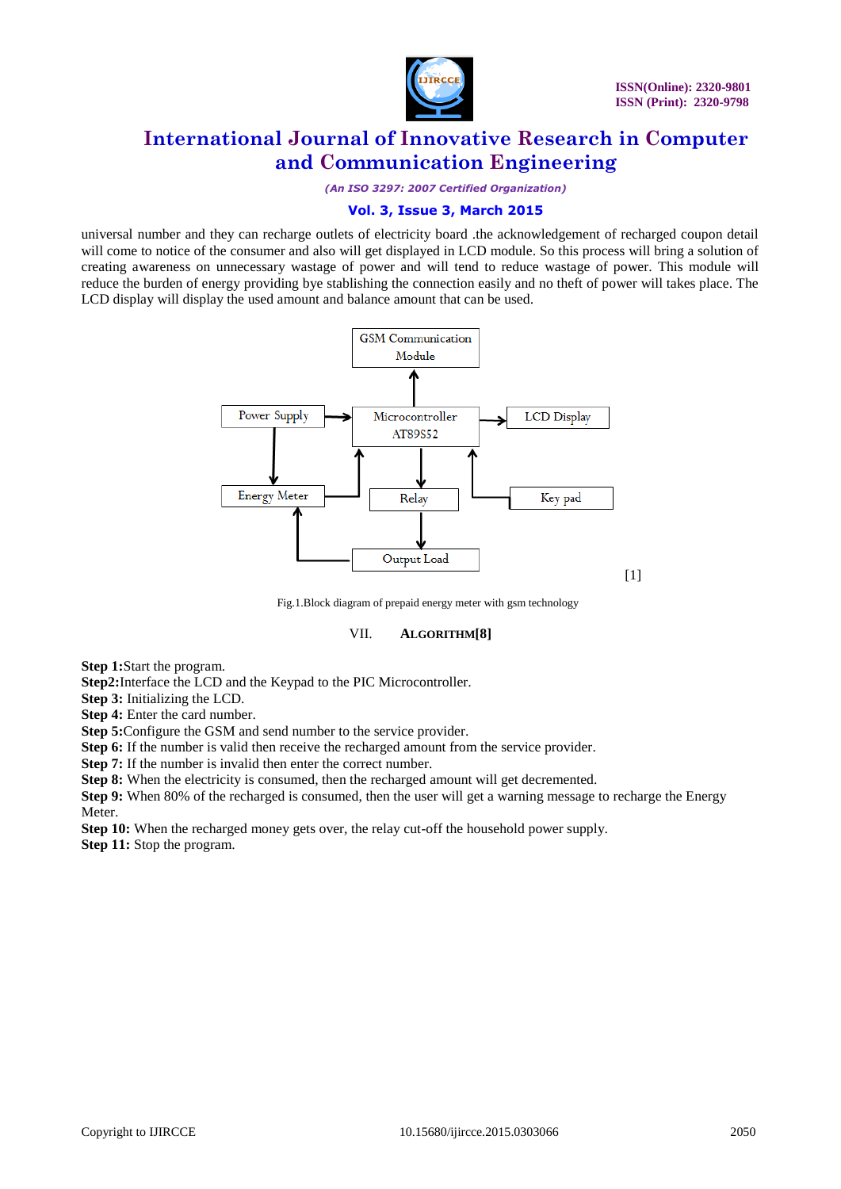universal number and they can recharge outlets of electricity board .the acknowledgement of recharged coupon detail will come to notice of the consumer and also will get displayed in LCD module. So this process will bring a solution of creating awareness on unnecessary wastage of power and will tend to reduce wastage of power. This module will reduce the burden of energy providing bye stablishing the connection easily and no theft of power will takes place. The LCD display will display the used amount and balance amount that can be used.

GSM Communication Module

Power Supply

Microcontroller AT89S52

LCD Display

Energy Meter

Relay

Key pad

Output Load

[1]

Fig.1.Block diagram of prepaid energy meter with gsm technology

## VII. ALGORITHM[8]

**Step 1:**Start the program.
**Step2:**Interface the LCD and the Keypad to the PIC Microcontroller.
**Step 3:** Initializing the LCD.
**Step 4:** Enter the card number.
**Step 5:**Configure the GSM and send number to the service provider.
**Step 6:** If the number is valid then receive the recharged amount from the service provider.
**Step 7:** If the number is invalid then enter the correct number.
**Step 8:** When the electricity is consumed, then the recharged amount will get decremented.
**Step 9:** When 80% of the recharged is consumed, then the user will get a warning message to recharge the Energy Meter.
**Step 10:** When the recharged money gets over, the relay cut-off the household power supply.
**Step 11:** Stop the program.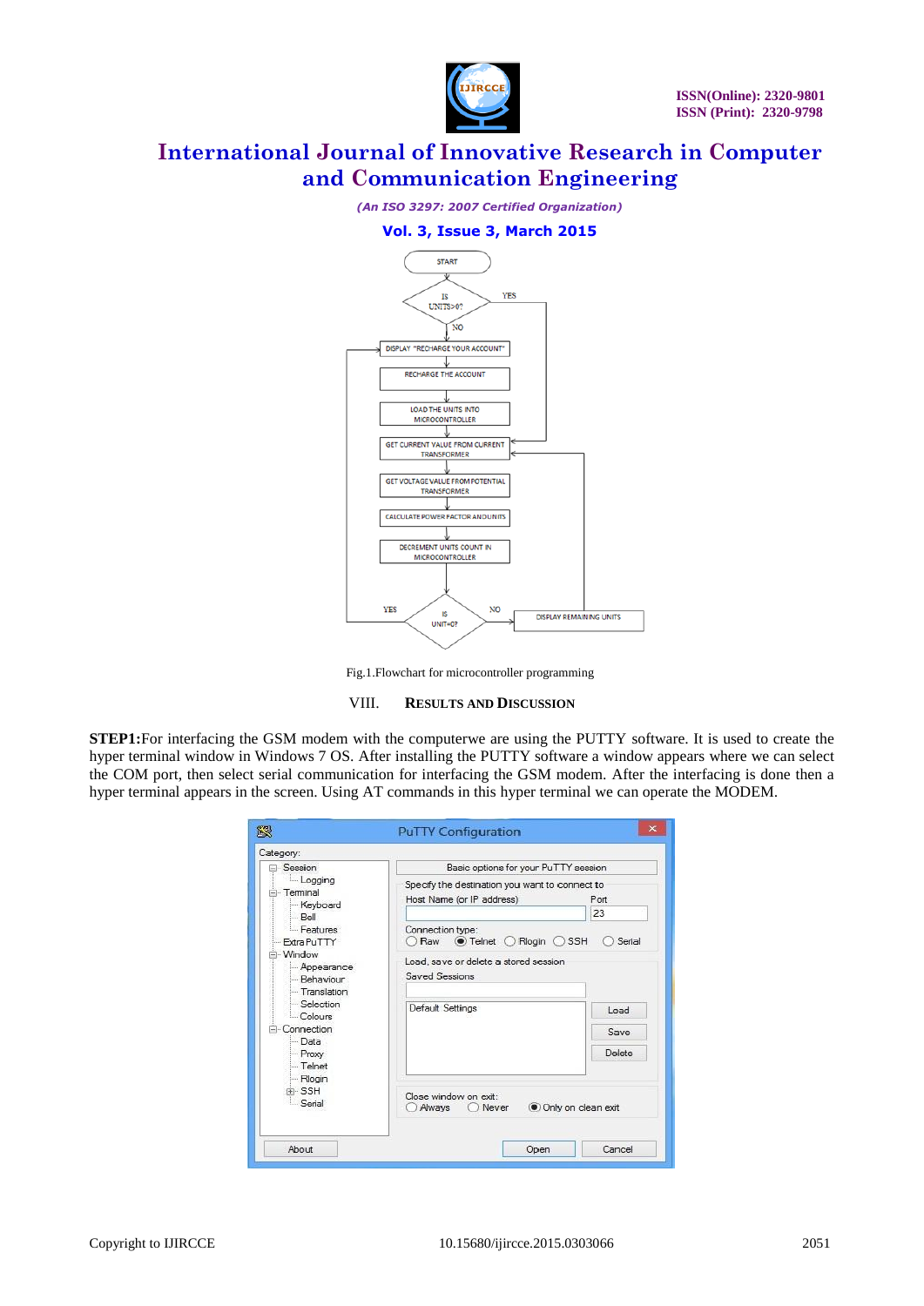Fig.1.Flowchart for microcontroller programming

## VIII. RESULTS AND DISCUSSION

**STEP1:**For interfacing the GSM modem with the computerwe are using the PUTTY software. It is used to create the hyper terminal window in Windows 7 OS. After installing the PUTTY software a window appears where we can select the COM port, then select serial communication for interfacing the GSM modem. After the interfacing is done then a hyper terminal appears in the screen. Using AT commands in this hyper terminal we can operate the MODEM.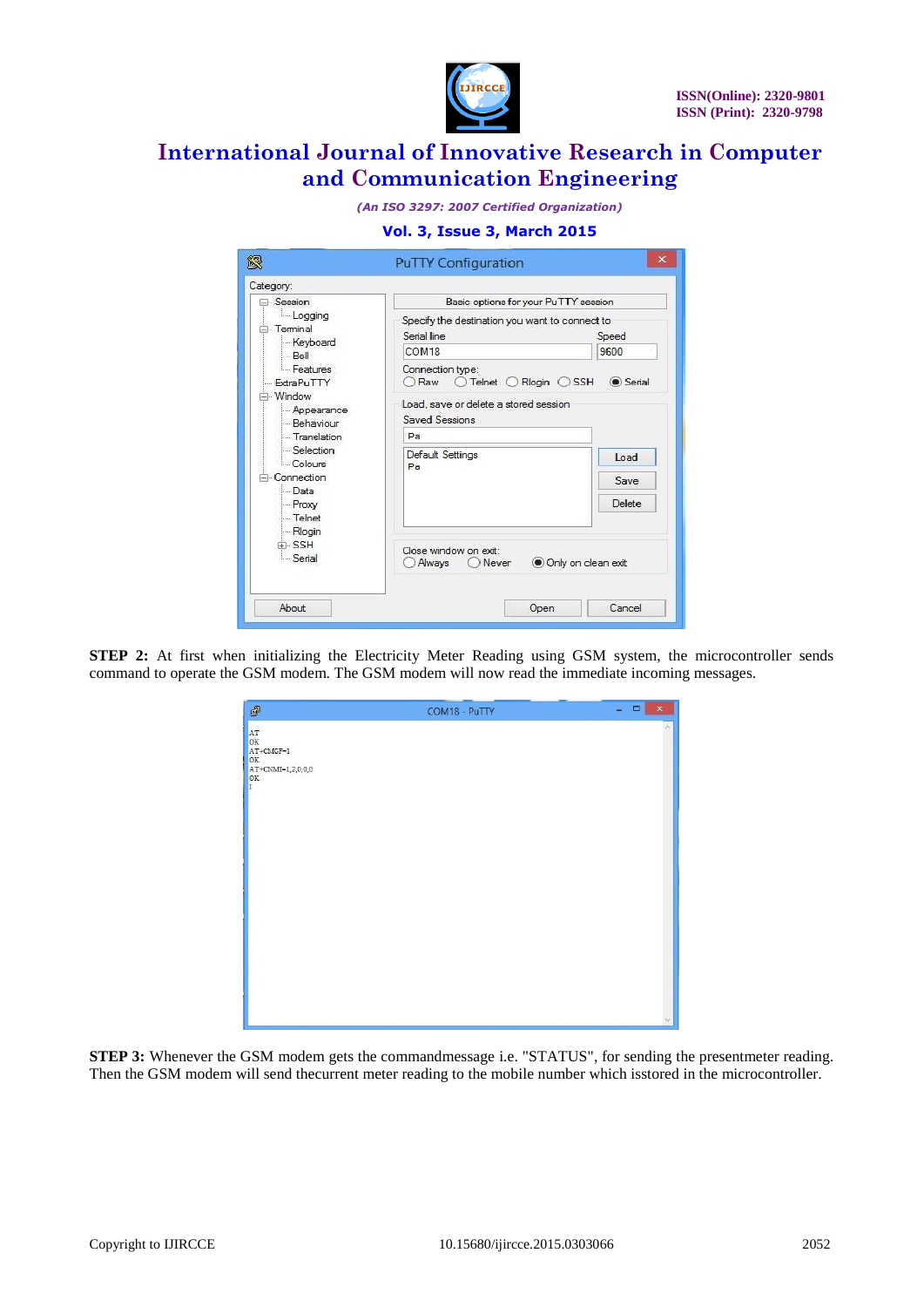**STEP 2:** At first when initializing the Electricity Meter Reading using GSM system, the microcontroller sends command to operate the GSM modem. The GSM modem will now read the immediate incoming messages.

**STEP 3:** Whenever the GSM modem gets the commandmessage i.e. "STATUS", for sending the presentmeter reading. Then the GSM modem will send thecurrent meter reading to the mobile number which isstored in the microcontroller.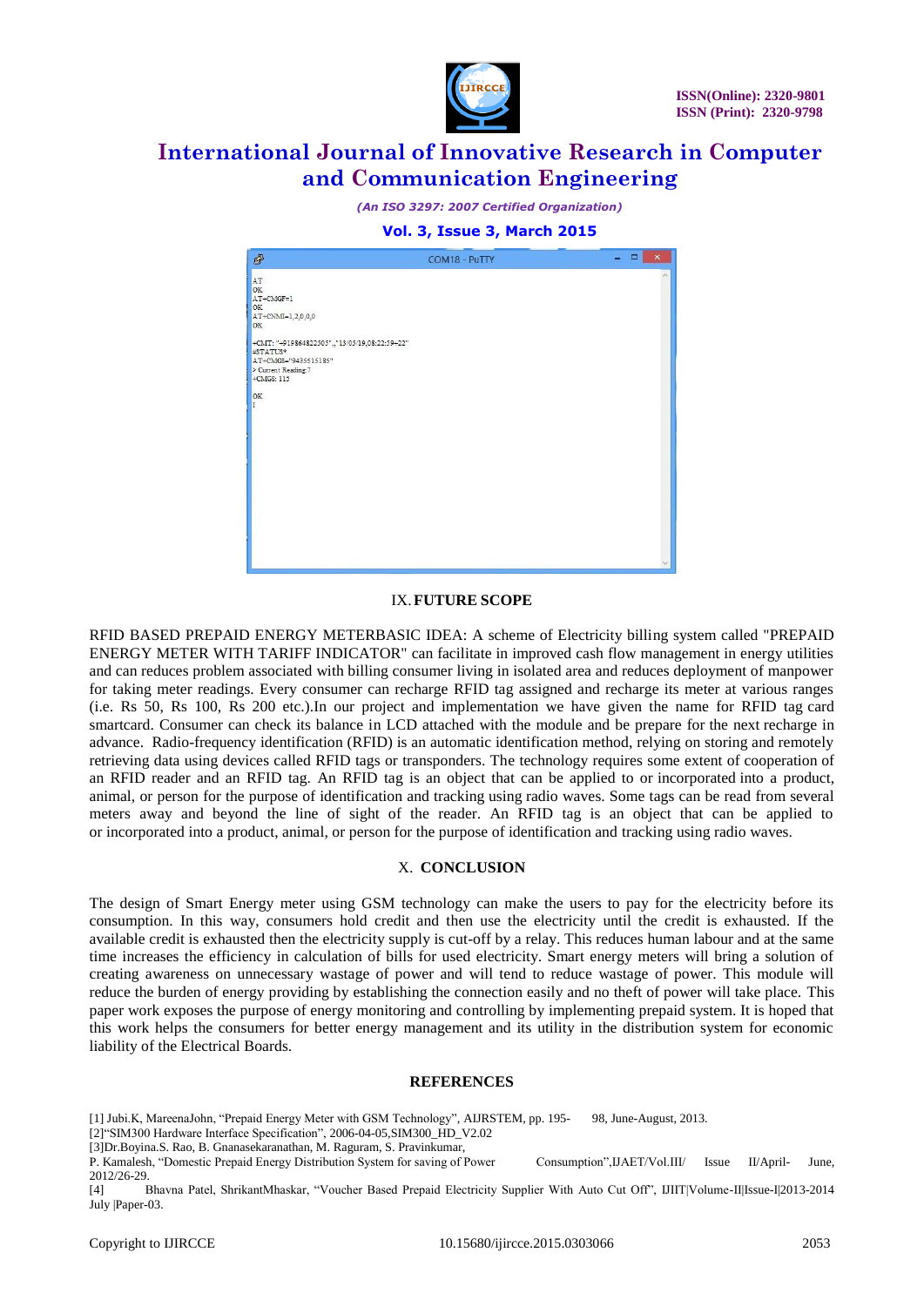```
AT
OK
AT+CMGF=1
OK
AT+CNMI=1,2,0,0,0
OK

+CMT: "+919864822505",,"13/05/19,08:22:59+22"
#STATUS*
AT+CMGS="9435515185"
> Current Reading:7
+CMGS: 115

OK
```

## IX. FUTURE SCOPE

RFID BASED PREPAID ENERGY METERBASIC IDEA: A scheme of Electricity billing system called "PREPAID ENERGY METER WITH TARIFF INDICATOR" can facilitate in improved cash flow management in energy utilities and can reduces problem associated with billing consumer living in isolated area and reduces deployment of manpower for taking meter readings. Every consumer can recharge RFID tag assigned and recharge its meter at various ranges (i.e. Rs 50, Rs 100, Rs 200 etc.).In our project and implementation we have given the name for RFID tag card smartcard. Consumer can check its balance in LCD attached with the module and be prepare for the next recharge in advance. Radio-frequency identification (RFID) is an automatic identification method, relying on storing and remotely retrieving data using devices called RFID tags or transponders. The technology requires some extent of cooperation of an RFID reader and an RFID tag. An RFID tag is an object that can be applied to or incorporated into a product, animal, or person for the purpose of identification and tracking using radio waves. Some tags can be read from several meters away and beyond the line of sight of the reader. An RFID tag is an object that can be applied to or incorporated into a product, animal, or person for the purpose of identification and tracking using radio waves.

## X. CONCLUSION

The design of Smart Energy meter using GSM technology can make the users to pay for the electricity before its consumption. In this way, consumers hold credit and then use the electricity until the credit is exhausted. If the available credit is exhausted then the electricity supply is cut-off by a relay. This reduces human labour and at the same time increases the efficiency in calculation of bills for used electricity. Smart energy meters will bring a solution of creating awareness on unnecessary wastage of power and will tend to reduce wastage of power. This module will reduce the burden of energy providing by establishing the connection easily and no theft of power will take place. This paper work exposes the purpose of energy monitoring and controlling by implementing prepaid system. It is hoped that this work helps the consumers for better energy management and its utility in the distribution system for economic liability of the Electrical Boards.

## REFERENCES

[1] Jubi.K, MareenaJohn, "Prepaid Energy Meter with GSM Technology", AIJRSTEM, pp. 195- 98, June-August, 2013.

[2]"SIM300 Hardware Interface Specification", 2006-04-05,SIM300_HD_V2.02

[3]Dr.Boyina.S. Rao, B. Gnanasekaranathan, M. Raguram, S. Pravinkumar, P. Kamalesh, "Domestic Prepaid Energy Distribution System for saving of Power Consumption",IJAET/Vol.III/ Issue II/April- June, 2012/26-29.

[4] Bhavna Patel, ShrikantMhaskar, "Voucher Based Prepaid Electricity Supplier With Auto Cut Off", IJIIT|Volume-II|Issue-I|2013-2014 July |Paper-03.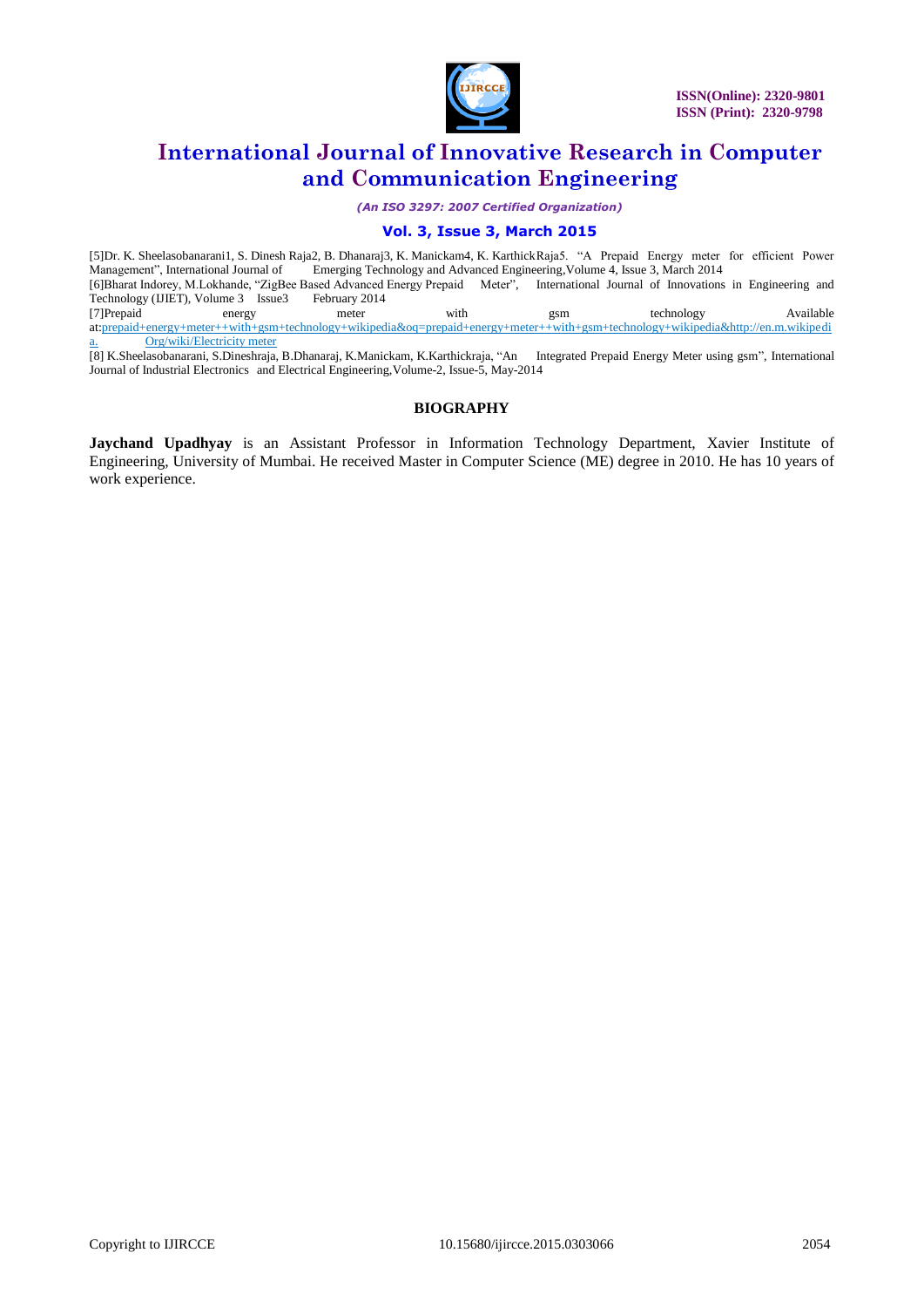[5]Dr. K. Sheelasobanarani1, S. Dinesh Raja2, B. Dhanaraj3, K. Manickam4, K. KarthickRaja5. "A Prepaid Energy meter for efficient Power Management", International Journal of Emerging Technology and Advanced Engineering,Volume 4, Issue 3, March 2014

[6]Bharat Indorey, M.Lokhande, "ZigBee Based Advanced Energy Prepaid Meter", International Journal of Innovations in Engineering and Technology (IJIET), Volume 3 Issue3 February 2014

[7]Prepaid energy meter with gsm technology Available at:prepaid+energy+meter++with+gsm+technology+wikipedia&oq=prepaid+energy+meter++with+gsm+technology+wikipedia&http://en.m.wikipedia. Org/wiki/Electricity meter

[8] K.Sheelasobanarani, S.Dineshraja, B.Dhanaraj, K.Manickam, K.Karthickraja, "An Integrated Prepaid Energy Meter using gsm", International Journal of Industrial Electronics and Electrical Engineering,Volume-2, Issue-5, May-2014

## BIOGRAPHY

**Jaychand Upadhyay** is an Assistant Professor in Information Technology Department, Xavier Institute of Engineering, University of Mumbai. He received Master in Computer Science (ME) degree in 2010. He has 10 years of work experience.